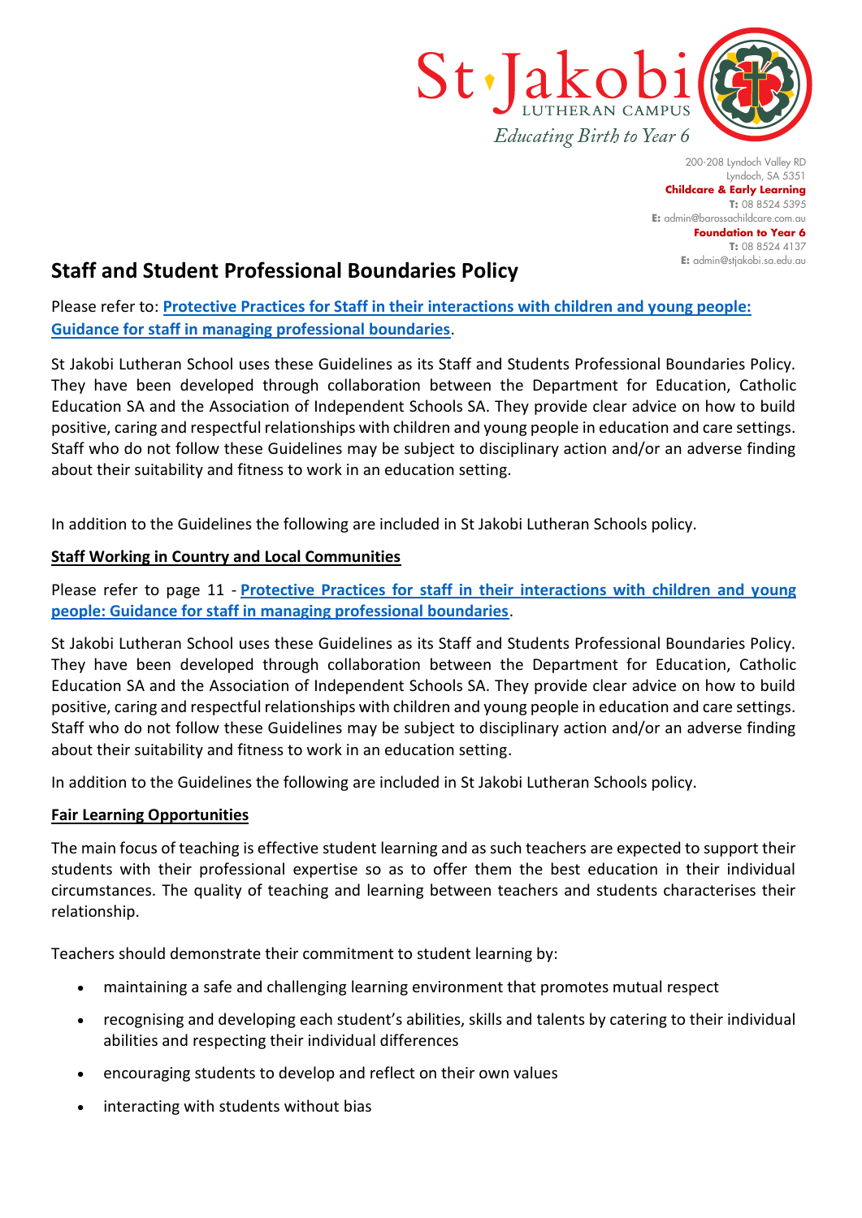St Jakobi LUTHERAN CAMPUS

*Educating Birth to Year 6*

200-208 Lyndoch Valley RD
Lyndoch, SA 5351
**Childcare & Early Learning**
**T:** 08 8524 5395
**E:** admin@barossachildcare.com.au
**Foundation to Year 6**
**T:** 08 8524 4137
**E:** admin@stjakobi.sa.edu.au

# Staff and Student Professional Boundaries Policy

Please refer to: **Protective Practices for Staff in their interactions with children and young people: Guidance for staff in managing professional boundaries**.

St Jakobi Lutheran School uses these Guidelines as its Staff and Students Professional Boundaries Policy. They have been developed through collaboration between the Department for Education, Catholic Education SA and the Association of Independent Schools SA. They provide clear advice on how to build positive, caring and respectful relationships with children and young people in education and care settings. Staff who do not follow these Guidelines may be subject to disciplinary action and/or an adverse finding about their suitability and fitness to work in an education setting.

In addition to the Guidelines the following are included in St Jakobi Lutheran Schools policy.

## Staff Working in Country and Local Communities

Please refer to page 11 - **Protective Practices for staff in their interactions with children and young people: Guidance for staff in managing professional boundaries**.

St Jakobi Lutheran School uses these Guidelines as its Staff and Students Professional Boundaries Policy. They have been developed through collaboration between the Department for Education, Catholic Education SA and the Association of Independent Schools SA. They provide clear advice on how to build positive, caring and respectful relationships with children and young people in education and care settings. Staff who do not follow these Guidelines may be subject to disciplinary action and/or an adverse finding about their suitability and fitness to work in an education setting.

In addition to the Guidelines the following are included in St Jakobi Lutheran Schools policy.

## Fair Learning Opportunities

The main focus of teaching is effective student learning and as such teachers are expected to support their students with their professional expertise so as to offer them the best education in their individual circumstances. The quality of teaching and learning between teachers and students characterises their relationship.

Teachers should demonstrate their commitment to student learning by:

- maintaining a safe and challenging learning environment that promotes mutual respect
- recognising and developing each student's abilities, skills and talents by catering to their individual abilities and respecting their individual differences
- encouraging students to develop and reflect on their own values
- interacting with students without bias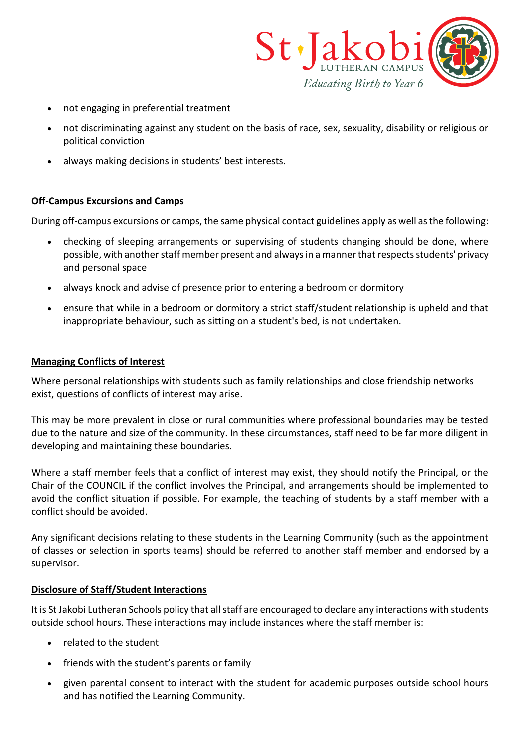- not engaging in preferential treatment
- not discriminating against any student on the basis of race, sex, sexuality, disability or religious or political conviction
- always making decisions in students' best interests.

**Off-Campus Excursions and Camps**

During off-campus excursions or camps, the same physical contact guidelines apply as well as the following:

- checking of sleeping arrangements or supervising of students changing should be done, where possible, with another staff member present and always in a manner that respects students' privacy and personal space
- always knock and advise of presence prior to entering a bedroom or dormitory
- ensure that while in a bedroom or dormitory a strict staff/student relationship is upheld and that inappropriate behaviour, such as sitting on a student's bed, is not undertaken.

**Managing Conflicts of Interest**

Where personal relationships with students such as family relationships and close friendship networks exist, questions of conflicts of interest may arise.

This may be more prevalent in close or rural communities where professional boundaries may be tested due to the nature and size of the community. In these circumstances, staff need to be far more diligent in developing and maintaining these boundaries.

Where a staff member feels that a conflict of interest may exist, they should notify the Principal, or the Chair of the COUNCIL if the conflict involves the Principal, and arrangements should be implemented to avoid the conflict situation if possible. For example, the teaching of students by a staff member with a conflict should be avoided.

Any significant decisions relating to these students in the Learning Community (such as the appointment of classes or selection in sports teams) should be referred to another staff member and endorsed by a supervisor.

**Disclosure of Staff/Student Interactions**

It is St Jakobi Lutheran Schools policy that all staff are encouraged to declare any interactions with students outside school hours. These interactions may include instances where the staff member is:

- related to the student
- friends with the student's parents or family
- given parental consent to interact with the student for academic purposes outside school hours and has notified the Learning Community.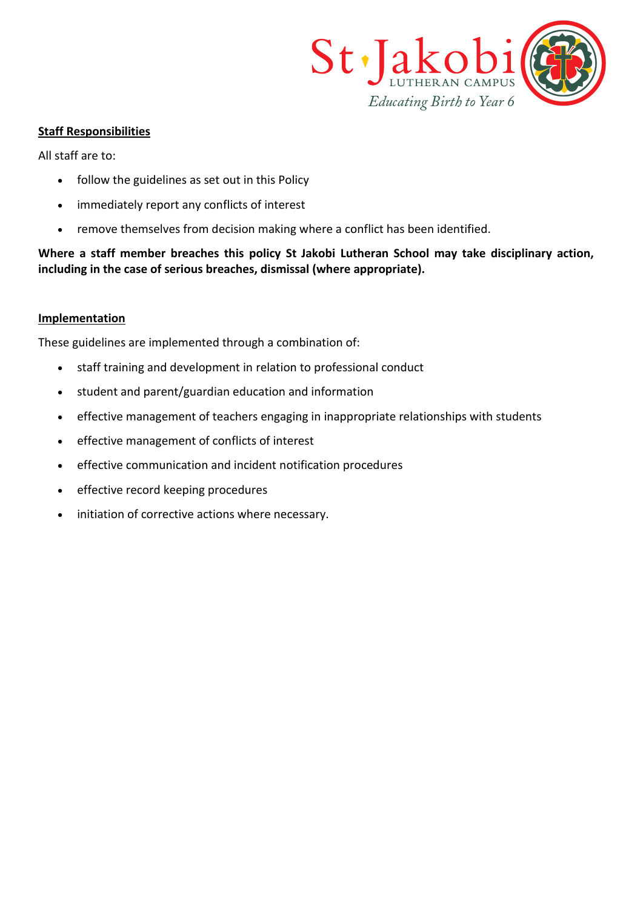**Staff Responsibilities**

All staff are to:

- follow the guidelines as set out in this Policy
- immediately report any conflicts of interest
- remove themselves from decision making where a conflict has been identified.

**Where a staff member breaches this policy St Jakobi Lutheran School may take disciplinary action, including in the case of serious breaches, dismissal (where appropriate).**

**Implementation**

These guidelines are implemented through a combination of:

- staff training and development in relation to professional conduct
- student and parent/guardian education and information
- effective management of teachers engaging in inappropriate relationships with students
- effective management of conflicts of interest
- effective communication and incident notification procedures
- effective record keeping procedures
- initiation of corrective actions where necessary.